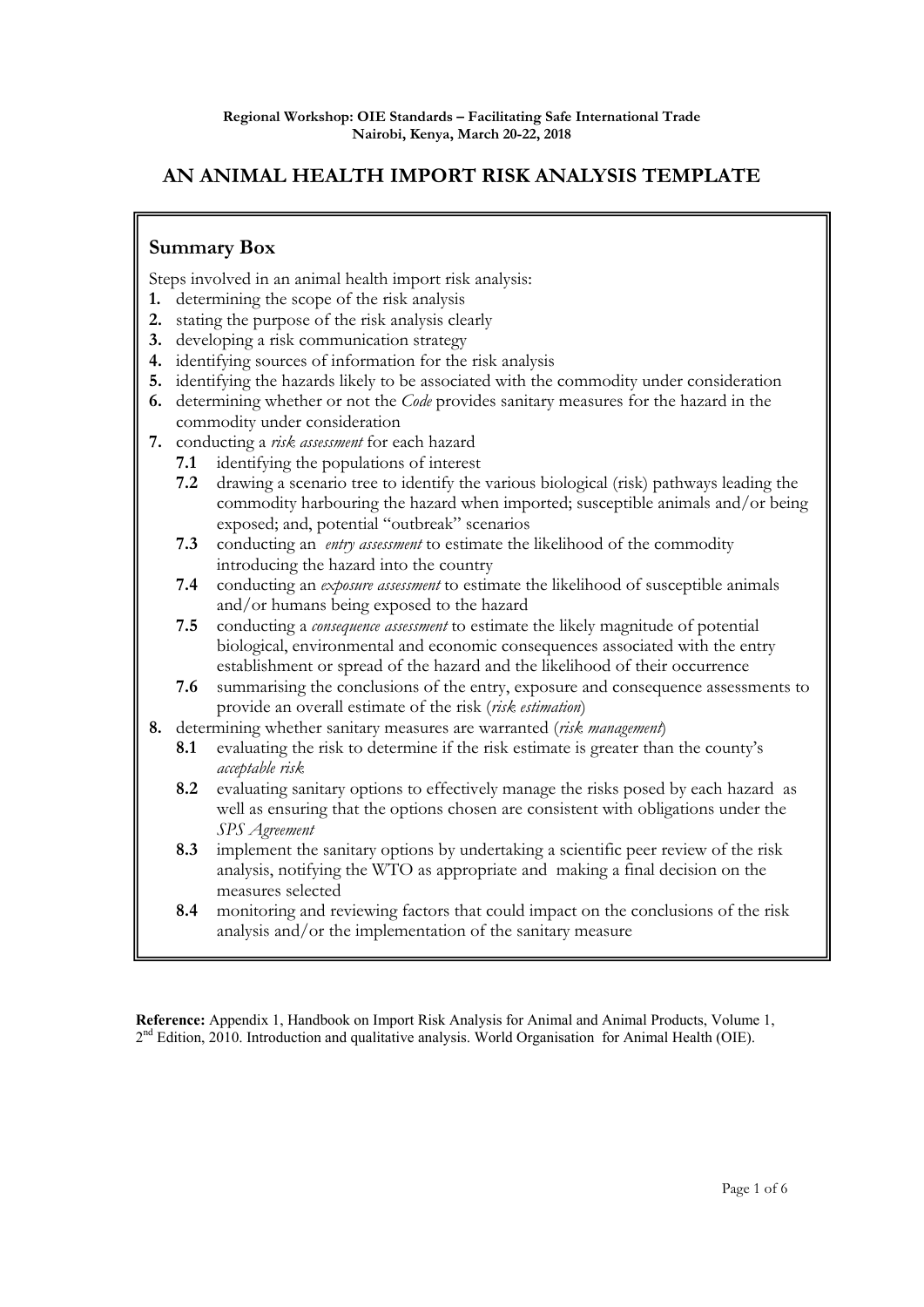**Regional Workshop: OIE Standards – Facilitating Safe International Trade**
**Nairobi, Kenya, March 20-22, 2018**

# AN ANIMAL HEALTH IMPORT RISK ANALYSIS TEMPLATE

## Summary Box

Steps involved in an animal health import risk analysis:

**1.** determining the scope of the risk analysis
**2.** stating the purpose of the risk analysis clearly
**3.** developing a risk communication strategy
**4.** identifying sources of information for the risk analysis
**5.** identifying the hazards likely to be associated with the commodity under consideration
**6.** determining whether or not the *Code* provides sanitary measures for the hazard in the commodity under consideration
**7.** conducting a *risk assessment* for each hazard

- **7.1** identifying the populations of interest
- **7.2** drawing a scenario tree to identify the various biological (risk) pathways leading the commodity harbouring the hazard when imported; susceptible animals and/or being exposed; and, potential "outbreak" scenarios
- **7.3** conducting an *entry assessment* to estimate the likelihood of the commodity introducing the hazard into the country
- **7.4** conducting an *exposure assessment* to estimate the likelihood of susceptible animals and/or humans being exposed to the hazard
- **7.5** conducting a *consequence assessment* to estimate the likely magnitude of potential biological, environmental and economic consequences associated with the entry establishment or spread of the hazard and the likelihood of their occurrence
- **7.6** summarising the conclusions of the entry, exposure and consequence assessments to provide an overall estimate of the risk (*risk estimation*)

**8.** determining whether sanitary measures are warranted (*risk management*)

- **8.1** evaluating the risk to determine if the risk estimate is greater than the county's *acceptable risk*
- **8.2** evaluating sanitary options to effectively manage the risks posed by each hazard as well as ensuring that the options chosen are consistent with obligations under the *SPS Agreement*
- **8.3** implement the sanitary options by undertaking a scientific peer review of the risk analysis, notifying the WTO as appropriate and making a final decision on the measures selected
- **8.4** monitoring and reviewing factors that could impact on the conclusions of the risk analysis and/or the implementation of the sanitary measure

**Reference:** Appendix 1, Handbook on Import Risk Analysis for Animal and Animal Products, Volume 1, 2nd Edition, 2010. Introduction and qualitative analysis. World Organisation for Animal Health (OIE).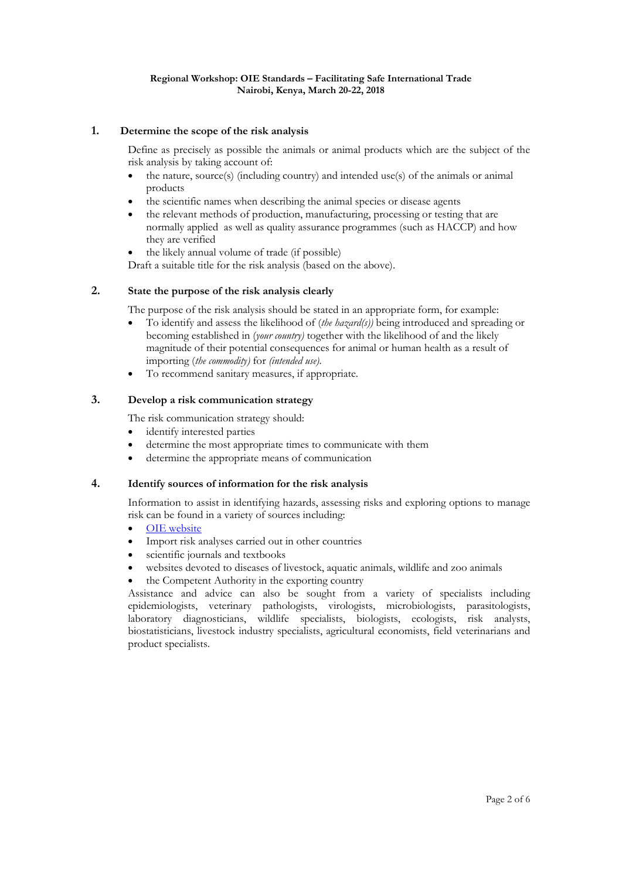**Regional Workshop: OIE Standards – Facilitating Safe International Trade**
**Nairobi, Kenya, March 20-22, 2018**

## 1. Determine the scope of the risk analysis

Define as precisely as possible the animals or animal products which are the subject of the risk analysis by taking account of:

- the nature, source(s) (including country) and intended use(s) of the animals or animal products
- the scientific names when describing the animal species or disease agents
- the relevant methods of production, manufacturing, processing or testing that are normally applied as well as quality assurance programmes (such as HACCP) and how they are verified
- the likely annual volume of trade (if possible)

Draft a suitable title for the risk analysis (based on the above).

## 2. State the purpose of the risk analysis clearly

The purpose of the risk analysis should be stated in an appropriate form, for example:

- To identify and assess the likelihood of (*the hazard(s))* being introduced and spreading or becoming established in *(your country)* together with the likelihood of and the likely magnitude of their potential consequences for animal or human health as a result of importing (*the commodity)* for *(intended use)*.
- To recommend sanitary measures, if appropriate.

## 3. Develop a risk communication strategy

The risk communication strategy should:

- identify interested parties
- determine the most appropriate times to communicate with them
- determine the appropriate means of communication

## 4. Identify sources of information for the risk analysis

Information to assist in identifying hazards, assessing risks and exploring options to manage risk can be found in a variety of sources including:

- OIE website
- Import risk analyses carried out in other countries
- scientific journals and textbooks
- websites devoted to diseases of livestock, aquatic animals, wildlife and zoo animals
- the Competent Authority in the exporting country

Assistance and advice can also be sought from a variety of specialists including epidemiologists, veterinary pathologists, virologists, microbiologists, parasitologists, laboratory diagnosticians, wildlife specialists, biologists, ecologists, risk analysts, biostatisticians, livestock industry specialists, agricultural economists, field veterinarians and product specialists.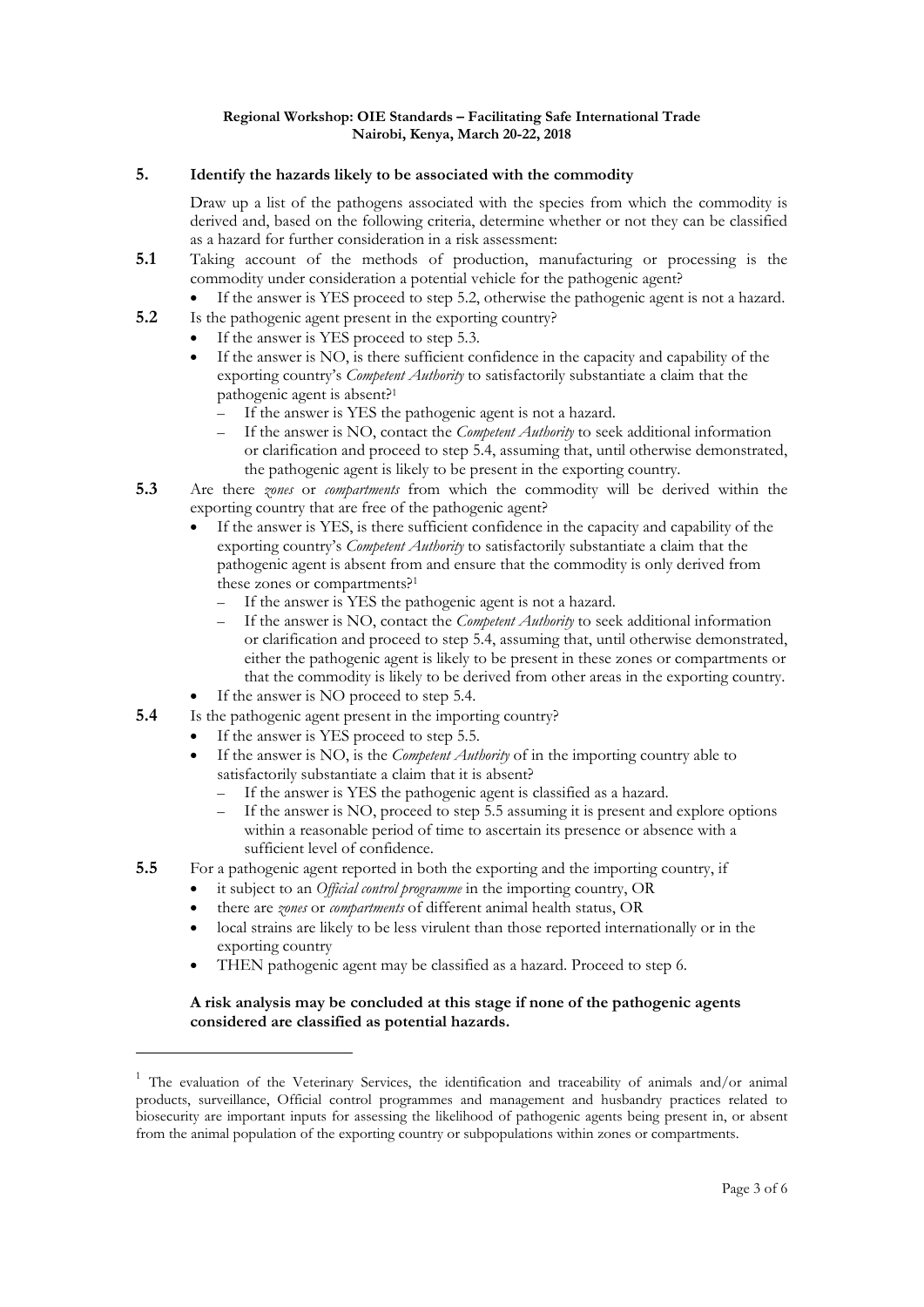## 5. Identify the hazards likely to be associated with the commodity

Draw up a list of the pathogens associated with the species from which the commodity is derived and, based on the following criteria, determine whether or not they can be classified as a hazard for further consideration in a risk assessment:

**5.1** Taking account of the methods of production, manufacturing or processing is the commodity under consideration a potential vehicle for the pathogenic agent?

- If the answer is YES proceed to step 5.2, otherwise the pathogenic agent is not a hazard.

**5.2** Is the pathogenic agent present in the exporting country?

- If the answer is YES proceed to step 5.3.
- If the answer is NO, is there sufficient confidence in the capacity and capability of the exporting country's *Competent Authority* to satisfactorily substantiate a claim that the pathogenic agent is absent?[1]
  - If the answer is YES the pathogenic agent is not a hazard.
  - If the answer is NO, contact the *Competent Authority* to seek additional information or clarification and proceed to step 5.4, assuming that, until otherwise demonstrated, the pathogenic agent is likely to be present in the exporting country.

**5.3** Are there *zones* or *compartments* from which the commodity will be derived within the exporting country that are free of the pathogenic agent?

- If the answer is YES, is there sufficient confidence in the capacity and capability of the exporting country's *Competent Authority* to satisfactorily substantiate a claim that the pathogenic agent is absent from and ensure that the commodity is only derived from these zones or compartments?[1]
  - If the answer is YES the pathogenic agent is not a hazard.
  - If the answer is NO, contact the *Competent Authority* to seek additional information or clarification and proceed to step 5.4, assuming that, until otherwise demonstrated, either the pathogenic agent is likely to be present in these zones or compartments or that the commodity is likely to be derived from other areas in the exporting country.
- If the answer is NO proceed to step 5.4.

**5.4** Is the pathogenic agent present in the importing country?

- If the answer is YES proceed to step 5.5.
- If the answer is NO, is the *Competent Authority* of in the importing country able to satisfactorily substantiate a claim that it is absent?
  - If the answer is YES the pathogenic agent is classified as a hazard.
  - If the answer is NO, proceed to step 5.5 assuming it is present and explore options within a reasonable period of time to ascertain its presence or absence with a sufficient level of confidence.

**5.5** For a pathogenic agent reported in both the exporting and the importing country, if

- it subject to an *Official control programme* in the importing country, OR
- there are *zones* or *compartments* of different animal health status, OR
- local strains are likely to be less virulent than those reported internationally or in the exporting country
- THEN pathogenic agent may be classified as a hazard. Proceed to step 6.

**A risk analysis may be concluded at this stage if none of the pathogenic agents considered are classified as potential hazards.**

---

[1] The evaluation of the Veterinary Services, the identification and traceability of animals and/or animal products, surveillance, Official control programmes and management and husbandry practices related to biosecurity are important inputs for assessing the likelihood of pathogenic agents being present in, or absent from the animal population of the exporting country or subpopulations within zones or compartments.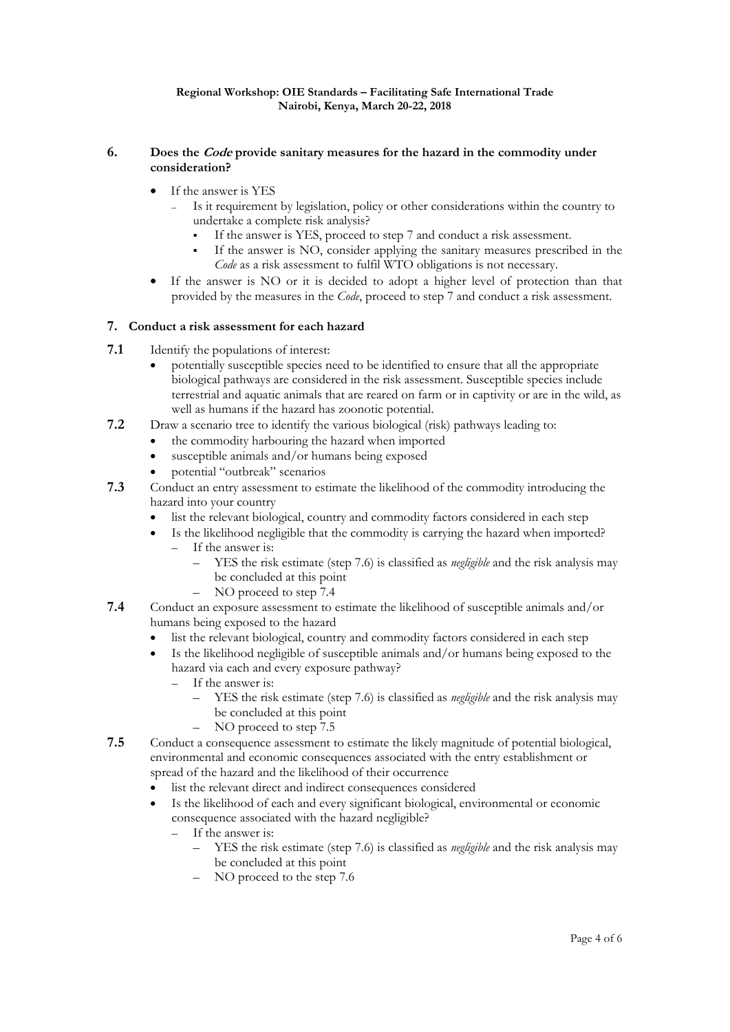## 6. Does the *Code* provide sanitary measures for the hazard in the commodity under consideration?

- If the answer is YES
  - Is it requirement by legislation, policy or other considerations within the country to undertake a complete risk analysis?
    - If the answer is YES, proceed to step 7 and conduct a risk assessment.
    - If the answer is NO, consider applying the sanitary measures prescribed in the *Code* as a risk assessment to fulfil WTO obligations is not necessary.
- If the answer is NO or it is decided to adopt a higher level of protection than that provided by the measures in the *Code*, proceed to step 7 and conduct a risk assessment.

## 7. Conduct a risk assessment for each hazard

**7.1** Identify the populations of interest:

- potentially susceptible species need to be identified to ensure that all the appropriate biological pathways are considered in the risk assessment. Susceptible species include terrestrial and aquatic animals that are reared on farm or in captivity or are in the wild, as well as humans if the hazard has zoonotic potential.

**7.2** Draw a scenario tree to identify the various biological (risk) pathways leading to:

- the commodity harbouring the hazard when imported
- susceptible animals and/or humans being exposed
- potential "outbreak" scenarios

**7.3** Conduct an entry assessment to estimate the likelihood of the commodity introducing the hazard into your country

- list the relevant biological, country and commodity factors considered in each step
- Is the likelihood negligible that the commodity is carrying the hazard when imported?
  - If the answer is:
    - YES the risk estimate (step 7.6) is classified as *negligible* and the risk analysis may be concluded at this point
    - NO proceed to step 7.4

**7.4** Conduct an exposure assessment to estimate the likelihood of susceptible animals and/or humans being exposed to the hazard

- list the relevant biological, country and commodity factors considered in each step
- Is the likelihood negligible of susceptible animals and/or humans being exposed to the hazard via each and every exposure pathway?
  - If the answer is:
    - YES the risk estimate (step 7.6) is classified as *negligible* and the risk analysis may be concluded at this point
    - NO proceed to step 7.5

**7.5** Conduct a consequence assessment to estimate the likely magnitude of potential biological, environmental and economic consequences associated with the entry establishment or spread of the hazard and the likelihood of their occurrence

- list the relevant direct and indirect consequences considered
- Is the likelihood of each and every significant biological, environmental or economic consequence associated with the hazard negligible?
  - If the answer is:
    - YES the risk estimate (step 7.6) is classified as *negligible* and the risk analysis may be concluded at this point
    - NO proceed to the step 7.6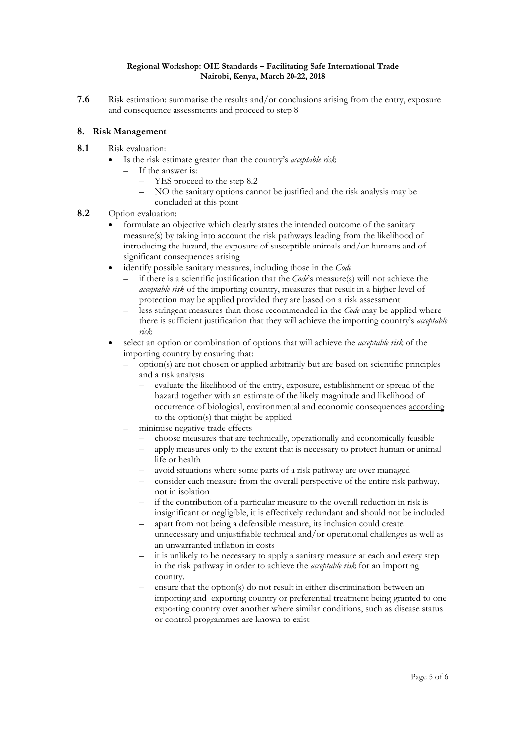**7.6** Risk estimation: summarise the results and/or conclusions arising from the entry, exposure and consequence assessments and proceed to step 8

## 8. Risk Management

**8.1** Risk evaluation:

- Is the risk estimate greater than the country's *acceptable risk*
  - If the answer is:
    - YES proceed to the step 8.2
    - NO the sanitary options cannot be justified and the risk analysis may be concluded at this point

**8.2** Option evaluation:

- formulate an objective which clearly states the intended outcome of the sanitary measure(s) by taking into account the risk pathways leading from the likelihood of introducing the hazard, the exposure of susceptible animals and/or humans and of significant consequences arising
- identify possible sanitary measures, including those in the *Code*
  - if there is a scientific justification that the *Code*'s measure(s) will not achieve the *acceptable risk* of the importing country, measures that result in a higher level of protection may be applied provided they are based on a risk assessment
  - less stringent measures than those recommended in the *Code* may be applied where there is sufficient justification that they will achieve the importing country's *acceptable risk*
- select an option or combination of options that will achieve the *acceptable risk* of the importing country by ensuring that:
  - option(s) are not chosen or applied arbitrarily but are based on scientific principles and a risk analysis
    - evaluate the likelihood of the entry, exposure, establishment or spread of the hazard together with an estimate of the likely magnitude and likelihood of occurrence of biological, environmental and economic consequences <u>according to the option(s)</u> that might be applied
  - minimise negative trade effects
    - choose measures that are technically, operationally and economically feasible
    - apply measures only to the extent that is necessary to protect human or animal life or health
    - avoid situations where some parts of a risk pathway are over managed
    - consider each measure from the overall perspective of the entire risk pathway, not in isolation
    - if the contribution of a particular measure to the overall reduction in risk is insignificant or negligible, it is effectively redundant and should not be included
    - apart from not being a defensible measure, its inclusion could create unnecessary and unjustifiable technical and/or operational challenges as well as an unwarranted inflation in costs
    - it is unlikely to be necessary to apply a sanitary measure at each and every step in the risk pathway in order to achieve the *acceptable risk* for an importing country.
    - ensure that the option(s) do not result in either discrimination between an importing and exporting country or preferential treatment being granted to one exporting country over another where similar conditions, such as disease status or control programmes are known to exist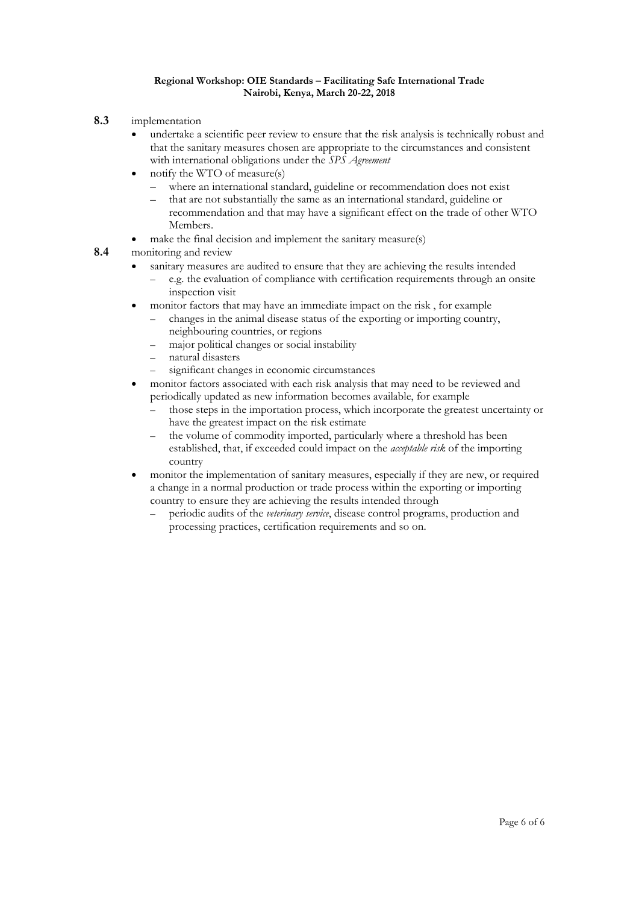**8.3** implementation

- undertake a scientific peer review to ensure that the risk analysis is technically robust and that the sanitary measures chosen are appropriate to the circumstances and consistent with international obligations under the *SPS Agreement*
- notify the WTO of measure(s)
  - where an international standard, guideline or recommendation does not exist
  - that are not substantially the same as an international standard, guideline or recommendation and that may have a significant effect on the trade of other WTO Members.
- make the final decision and implement the sanitary measure(s)

**8.4** monitoring and review

- sanitary measures are audited to ensure that they are achieving the results intended
  - e.g. the evaluation of compliance with certification requirements through an onsite inspection visit
- monitor factors that may have an immediate impact on the risk , for example
  - changes in the animal disease status of the exporting or importing country, neighbouring countries, or regions
  - major political changes or social instability
  - natural disasters
  - significant changes in economic circumstances
- monitor factors associated with each risk analysis that may need to be reviewed and periodically updated as new information becomes available, for example
  - those steps in the importation process, which incorporate the greatest uncertainty or have the greatest impact on the risk estimate
  - the volume of commodity imported, particularly where a threshold has been established, that, if exceeded could impact on the *acceptable risk* of the importing country
- monitor the implementation of sanitary measures, especially if they are new, or required a change in a normal production or trade process within the exporting or importing country to ensure they are achieving the results intended through
  - periodic audits of the *veterinary service*, disease control programs, production and processing practices, certification requirements and so on.